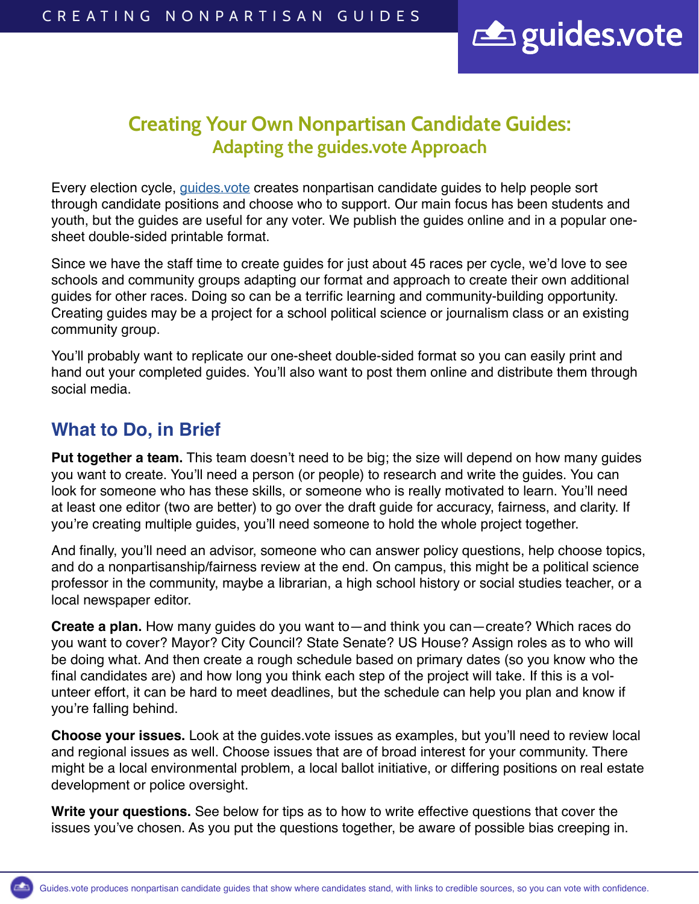# Creating Your Own Nonpartisan Candidate Guides:

## Adapting the guides.vote Approach

Every election cycle, [guides.vote](https://guides.vote) creates nonpartisan candidate guides to help people sort through candidate positions and choose who to support. Our main focus has been students and youth, but the guides are useful for any voter. We publish the guides online and in a popular one-sheet double-sided printable format.

Since we have the staff time to create guides for just about 45 races per cycle, we'd love to see schools and community groups adapting our format and approach to create their own additional guides for other races. Doing so can be a terrific learning and community-building opportunity. Creating guides may be a project for a school political science or journalism class or an existing community group.

You'll probably want to replicate our one-sheet double-sided format so you can easily print and hand out your completed guides. You'll also want to post them online and distribute them through social media.

## What to Do, in Brief

**Put together a team.** This team doesn't need to be big; the size will depend on how many guides you want to create. You'll need a person (or people) to research and write the guides. You can look for someone who has these skills, or someone who is really motivated to learn. You'll need at least one editor (two are better) to go over the draft guide for accuracy, fairness, and clarity. If you're creating multiple guides, you'll need someone to hold the whole project together.

And finally, you'll need an advisor, someone who can answer policy questions, help choose topics, and do a nonpartisanship/fairness review at the end. On campus, this might be a political science professor in the community, maybe a librarian, a high school history or social studies teacher, or a local newspaper editor.

**Create a plan.** How many guides do you want to—and think you can—create? Which races do you want to cover? Mayor? City Council? State Senate? US House? Assign roles as to who will be doing what. And then create a rough schedule based on primary dates (so you know who the final candidates are) and how long you think each step of the project will take. If this is a volunteer effort, it can be hard to meet deadlines, but the schedule can help you plan and know if you're falling behind.

**Choose your issues.** Look at the guides.vote issues as examples, but you'll need to review local and regional issues as well. Choose issues that are of broad interest for your community. There might be a local environmental problem, a local ballot initiative, or differing positions on real estate development or police oversight.

**Write your questions.** See below for tips as to how to write effective questions that cover the issues you've chosen. As you put the questions together, be aware of possible bias creeping in.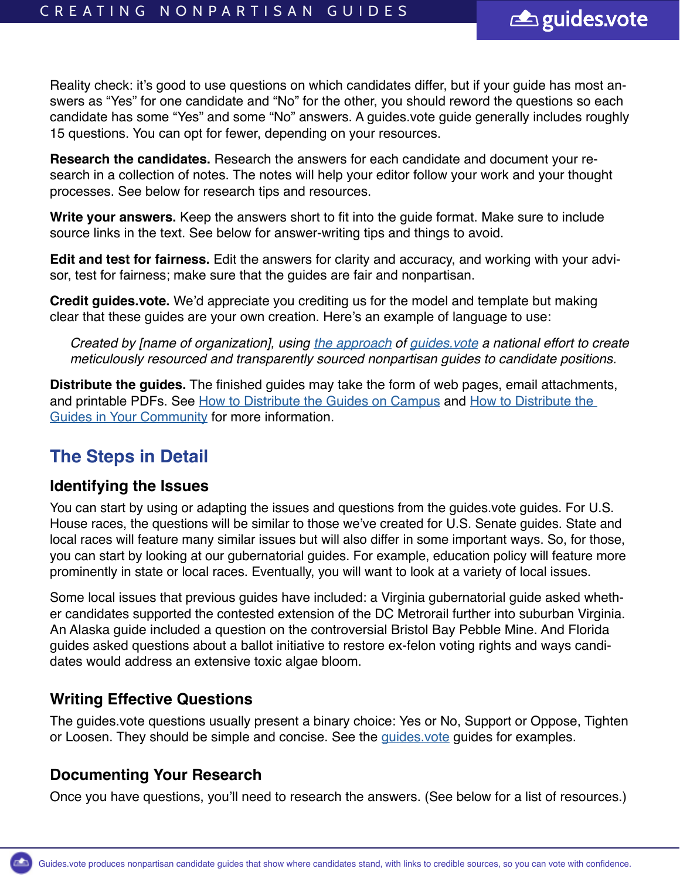Reality check: it's good to use questions on which candidates differ, but if your guide has most answers as "Yes" for one candidate and "No" for the other, you should reword the questions so each candidate has some "Yes" and some "No" answers. A guides.vote guide generally includes roughly 15 questions. You can opt for fewer, depending on your resources.

**Research the candidates.** Research the answers for each candidate and document your research in a collection of notes. The notes will help your editor follow your work and your thought processes. See below for research tips and resources.

**Write your answers.** Keep the answers short to fit into the guide format. Make sure to include source links in the text. See below for answer-writing tips and things to avoid.

**Edit and test for fairness.** Edit the answers for clarity and accuracy, and working with your advisor, test for fairness; make sure that the guides are fair and nonpartisan.

**Credit guides.vote.** We'd appreciate you crediting us for the model and template but making clear that these guides are your own creation. Here's an example of language to use:

> *Created by [name of organization], using the approach of guides.vote a national effort to create meticulously resourced and transparently sourced nonpartisan guides to candidate positions.*

**Distribute the guides.** The finished guides may take the form of web pages, email attachments, and printable PDFs. See How to Distribute the Guides on Campus and How to Distribute the Guides in Your Community for more information.

## The Steps in Detail

### Identifying the Issues

You can start by using or adapting the issues and questions from the guides.vote guides. For U.S. House races, the questions will be similar to those we've created for U.S. Senate guides. State and local races will feature many similar issues but will also differ in some important ways. So, for those, you can start by looking at our gubernatorial guides. For example, education policy will feature more prominently in state or local races. Eventually, you will want to look at a variety of local issues.

Some local issues that previous guides have included: a Virginia gubernatorial guide asked whether candidates supported the contested extension of the DC Metrorail further into suburban Virginia. An Alaska guide included a question on the controversial Bristol Bay Pebble Mine. And Florida guides asked questions about a ballot initiative to restore ex-felon voting rights and ways candidates would address an extensive toxic algae bloom.

### Writing Effective Questions

The guides.vote questions usually present a binary choice: Yes or No, Support or Oppose, Tighten or Loosen. They should be simple and concise. See the guides.vote guides for examples.

### Documenting Your Research

Once you have questions, you'll need to research the answers. (See below for a list of resources.)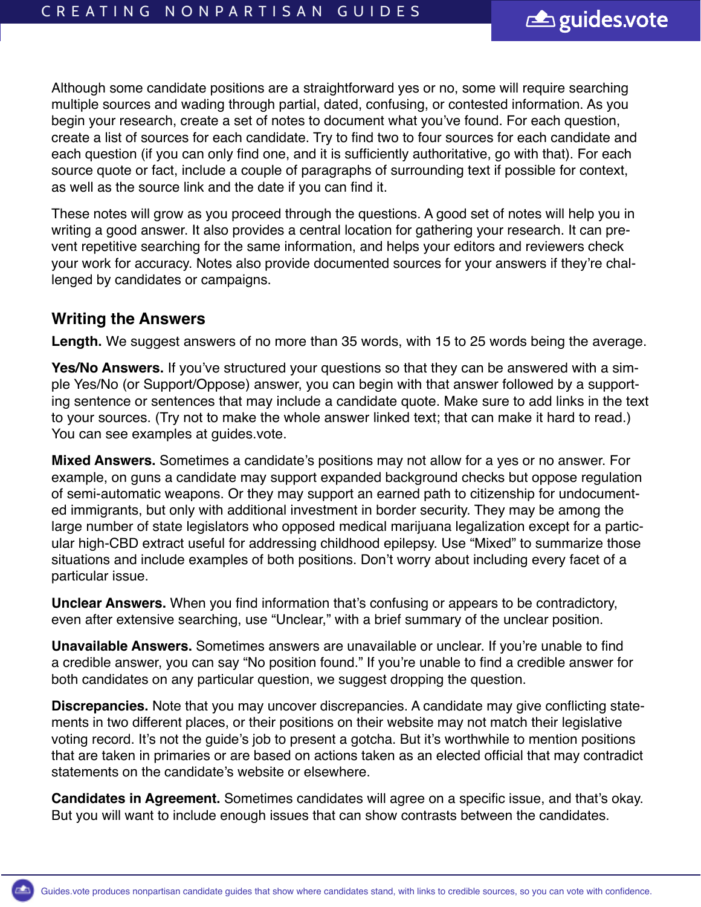Although some candidate positions are a straightforward yes or no, some will require searching multiple sources and wading through partial, dated, confusing, or contested information. As you begin your research, create a set of notes to document what you've found. For each question, create a list of sources for each candidate. Try to find two to four sources for each candidate and each question (if you can only find one, and it is sufficiently authoritative, go with that). For each source quote or fact, include a couple of paragraphs of surrounding text if possible for context, as well as the source link and the date if you can find it.

These notes will grow as you proceed through the questions. A good set of notes will help you in writing a good answer. It also provides a central location for gathering your research. It can prevent repetitive searching for the same information, and helps your editors and reviewers check your work for accuracy. Notes also provide documented sources for your answers if they're challenged by candidates or campaigns.

## Writing the Answers

**Length.** We suggest answers of no more than 35 words, with 15 to 25 words being the average.

**Yes/No Answers.** If you've structured your questions so that they can be answered with a simple Yes/No (or Support/Oppose) answer, you can begin with that answer followed by a supporting sentence or sentences that may include a candidate quote. Make sure to add links in the text to your sources. (Try not to make the whole answer linked text; that can make it hard to read.) You can see examples at guides.vote.

**Mixed Answers.** Sometimes a candidate's positions may not allow for a yes or no answer. For example, on guns a candidate may support expanded background checks but oppose regulation of semi-automatic weapons. Or they may support an earned path to citizenship for undocumented immigrants, but only with additional investment in border security. They may be among the large number of state legislators who opposed medical marijuana legalization except for a particular high-CBD extract useful for addressing childhood epilepsy. Use "Mixed" to summarize those situations and include examples of both positions. Don't worry about including every facet of a particular issue.

**Unclear Answers.** When you find information that's confusing or appears to be contradictory, even after extensive searching, use "Unclear," with a brief summary of the unclear position.

**Unavailable Answers.** Sometimes answers are unavailable or unclear. If you're unable to find a credible answer, you can say "No position found." If you're unable to find a credible answer for both candidates on any particular question, we suggest dropping the question.

**Discrepancies.** Note that you may uncover discrepancies. A candidate may give conflicting statements in two different places, or their positions on their website may not match their legislative voting record. It's not the guide's job to present a gotcha. But it's worthwhile to mention positions that are taken in primaries or are based on actions taken as an elected official that may contradict statements on the candidate's website or elsewhere.

**Candidates in Agreement.** Sometimes candidates will agree on a specific issue, and that's okay. But you will want to include enough issues that can show contrasts between the candidates.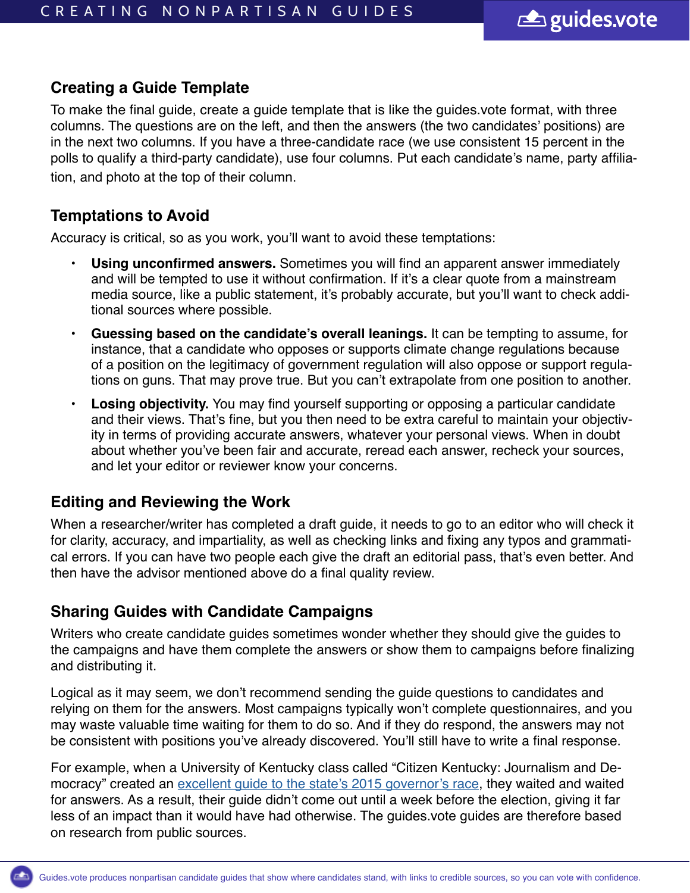## Creating a Guide Template

To make the final guide, create a guide template that is like the guides.vote format, with three columns. The questions are on the left, and then the answers (the two candidates' positions) are in the next two columns. If you have a three-candidate race (we use consistent 15 percent in the polls to qualify a third-party candidate), use four columns. Put each candidate's name, party affiliation, and photo at the top of their column.

## Temptations to Avoid

Accuracy is critical, so as you work, you'll want to avoid these temptations:

- **Using unconfirmed answers.** Sometimes you will find an apparent answer immediately and will be tempted to use it without confirmation. If it's a clear quote from a mainstream media source, like a public statement, it's probably accurate, but you'll want to check additional sources where possible.
- **Guessing based on the candidate's overall leanings.** It can be tempting to assume, for instance, that a candidate who opposes or supports climate change regulations because of a position on the legitimacy of government regulation will also oppose or support regulations on guns. That may prove true. But you can't extrapolate from one position to another.
- **Losing objectivity.** You may find yourself supporting or opposing a particular candidate and their views. That's fine, but you then need to be extra careful to maintain your objectivity in terms of providing accurate answers, whatever your personal views. When in doubt about whether you've been fair and accurate, reread each answer, recheck your sources, and let your editor or reviewer know your concerns.

## Editing and Reviewing the Work

When a researcher/writer has completed a draft guide, it needs to go to an editor who will check it for clarity, accuracy, and impartiality, as well as checking links and fixing any typos and grammatical errors. If you can have two people each give the draft an editorial pass, that's even better. And then have the advisor mentioned above do a final quality review.

## Sharing Guides with Candidate Campaigns

Writers who create candidate guides sometimes wonder whether they should give the guides to the campaigns and have them complete the answers or show them to campaigns before finalizing and distributing it.

Logical as it may seem, we don't recommend sending the guide questions to candidates and relying on them for the answers. Most campaigns typically won't complete questionnaires, and you may waste valuable time waiting for them to do so. And if they do respond, the answers may not be consistent with positions you've already discovered. You'll still have to write a final response.

For example, when a University of Kentucky class called "Citizen Kentucky: Journalism and Democracy" created an excellent guide to the state's 2015 governor's race, they waited and waited for answers. As a result, their guide didn't come out until a week before the election, giving it far less of an impact than it would have had otherwise. The guides.vote guides are therefore based on research from public sources.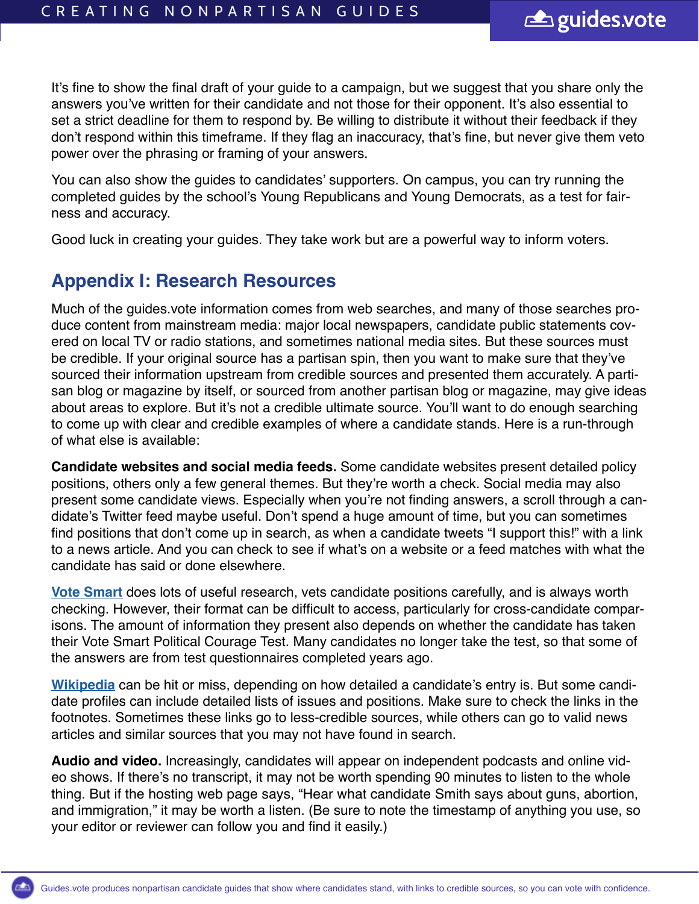It's fine to show the final draft of your guide to a campaign, but we suggest that you share only the answers you've written for their candidate and not those for their opponent. It's also essential to set a strict deadline for them to respond by. Be willing to distribute it without their feedback if they don't respond within this timeframe. If they flag an inaccuracy, that's fine, but never give them veto power over the phrasing or framing of your answers.

You can also show the guides to candidates' supporters. On campus, you can try running the completed guides by the school's Young Republicans and Young Democrats, as a test for fairness and accuracy.

Good luck in creating your guides. They take work but are a powerful way to inform voters.

## Appendix I: Research Resources

Much of the guides.vote information comes from web searches, and many of those searches produce content from mainstream media: major local newspapers, candidate public statements covered on local TV or radio stations, and sometimes national media sites. But these sources must be credible. If your original source has a partisan spin, then you want to make sure that they've sourced their information upstream from credible sources and presented them accurately. A partisan blog or magazine by itself, or sourced from another partisan blog or magazine, may give ideas about areas to explore. But it's not a credible ultimate source. You'll want to do enough searching to come up with clear and credible examples of where a candidate stands. Here is a run-through of what else is available:

**Candidate websites and social media feeds.** Some candidate websites present detailed policy positions, others only a few general themes. But they're worth a check. Social media may also present some candidate views. Especially when you're not finding answers, a scroll through a candidate's Twitter feed maybe useful. Don't spend a huge amount of time, but you can sometimes find positions that don't come up in search, as when a candidate tweets "I support this!" with a link to a news article. And you can check to see if what's on a website or a feed matches with what the candidate has said or done elsewhere.

**Vote Smart** does lots of useful research, vets candidate positions carefully, and is always worth checking. However, their format can be difficult to access, particularly for cross-candidate comparisons. The amount of information they present also depends on whether the candidate has taken their Vote Smart Political Courage Test. Many candidates no longer take the test, so that some of the answers are from test questionnaires completed years ago.

**Wikipedia** can be hit or miss, depending on how detailed a candidate's entry is. But some candidate profiles can include detailed lists of issues and positions. Make sure to check the links in the footnotes. Sometimes these links go to less-credible sources, while others can go to valid news articles and similar sources that you may not have found in search.

**Audio and video.** Increasingly, candidates will appear on independent podcasts and online video shows. If there's no transcript, it may not be worth spending 90 minutes to listen to the whole thing. But if the hosting web page says, "Hear what candidate Smith says about guns, abortion, and immigration," it may be worth a listen. (Be sure to note the timestamp of anything you use, so your editor or reviewer can follow you and find it easily.)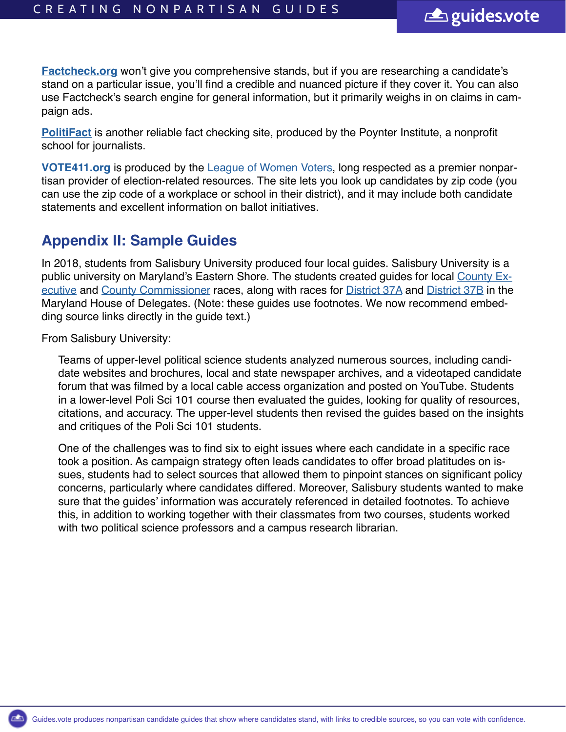**Factcheck.org** won't give you comprehensive stands, but if you are researching a candidate's stand on a particular issue, you'll find a credible and nuanced picture if they cover it. You can also use Factcheck's search engine for general information, but it primarily weighs in on claims in campaign ads.

**PolitiFact** is another reliable fact checking site, produced by the Poynter Institute, a nonprofit school for journalists.

**VOTE411.org** is produced by the League of Women Voters, long respected as a premier nonpartisan provider of election-related resources. The site lets you look up candidates by zip code (you can use the zip code of a workplace or school in their district), and it may include both candidate statements and excellent information on ballot initiatives.

## Appendix II: Sample Guides

In 2018, students from Salisbury University produced four local guides. Salisbury University is a public university on Maryland's Eastern Shore. The students created guides for local County Executive and County Commissioner races, along with races for District 37A and District 37B in the Maryland House of Delegates. (Note: these guides use footnotes. We now recommend embedding source links directly in the guide text.)

From Salisbury University:

> Teams of upper-level political science students analyzed numerous sources, including candidate websites and brochures, local and state newspaper archives, and a videotaped candidate forum that was filmed by a local cable access organization and posted on YouTube. Students in a lower-level Poli Sci 101 course then evaluated the guides, looking for quality of resources, citations, and accuracy. The upper-level students then revised the guides based on the insights and critiques of the Poli Sci 101 students.
>
> One of the challenges was to find six to eight issues where each candidate in a specific race took a position. As campaign strategy often leads candidates to offer broad platitudes on issues, students had to select sources that allowed them to pinpoint stances on significant policy concerns, particularly where candidates differed. Moreover, Salisbury students wanted to make sure that the guides' information was accurately referenced in detailed footnotes. To achieve this, in addition to working together with their classmates from two courses, students worked with two political science professors and a campus research librarian.